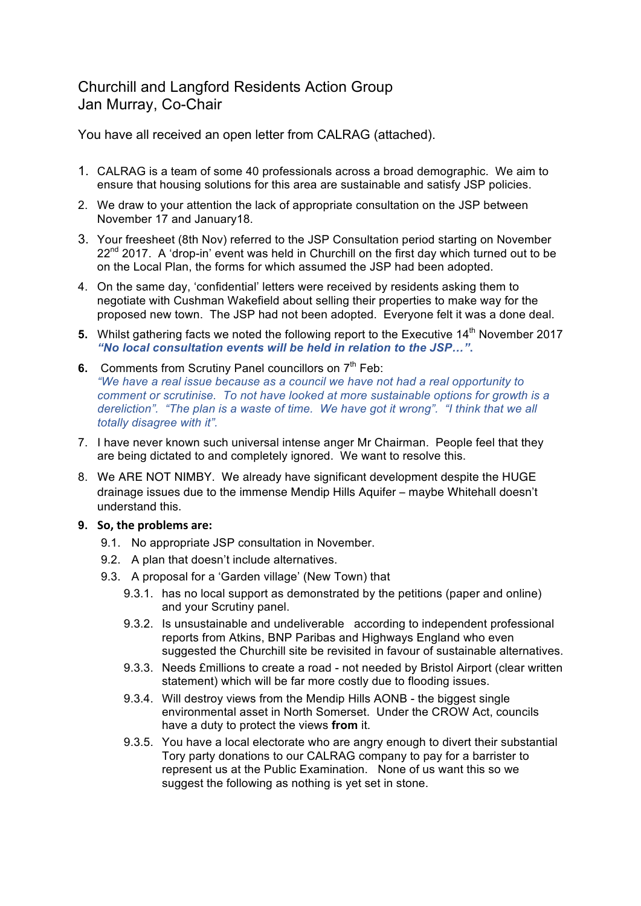Churchill and Langford Residents Action Group
Jan Murray, Co-Chair

You have all received an open letter from CALRAG (attached).

1. CALRAG is a team of some 40 professionals across a broad demographic. We aim to ensure that housing solutions for this area are sustainable and satisfy JSP policies.
2. We draw to your attention the lack of appropriate consultation on the JSP between November 17 and January18.
3. Your freesheet (8th Nov) referred to the JSP Consultation period starting on November 22nd 2017. A 'drop-in' event was held in Churchill on the first day which turned out to be on the Local Plan, the forms for which assumed the JSP had been adopted.
4. On the same day, 'confidential' letters were received by residents asking them to negotiate with Cushman Wakefield about selling their properties to make way for the proposed new town. The JSP had not been adopted. Everyone felt it was a done deal.
5. Whilst gathering facts we noted the following report to the Executive 14th November 2017 ***"No local consultation events will be held in relation to the JSP…".***
6. Comments from Scrutiny Panel councillors on 7th Feb:
   *"We have a real issue because as a council we have not had a real opportunity to comment or scrutinise. To not have looked at more sustainable options for growth is a dereliction". "The plan is a waste of time. We have got it wrong". "I think that we all totally disagree with it".*
7. I have never known such universal intense anger Mr Chairman. People feel that they are being dictated to and completely ignored. We want to resolve this.
8. We ARE NOT NIMBY. We already have significant development despite the HUGE drainage issues due to the immense Mendip Hills Aquifer – maybe Whitehall doesn't understand this.
9. **So, the problems are:**
   - 9.1. No appropriate JSP consultation in November.
   - 9.2. A plan that doesn't include alternatives.
   - 9.3. A proposal for a 'Garden village' (New Town) that
     - 9.3.1. has no local support as demonstrated by the petitions (paper and online) and your Scrutiny panel.
     - 9.3.2. Is unsustainable and undeliverable according to independent professional reports from Atkins, BNP Paribas and Highways England who even suggested the Churchill site be revisited in favour of sustainable alternatives.
     - 9.3.3. Needs £millions to create a road - not needed by Bristol Airport (clear written statement) which will be far more costly due to flooding issues.
     - 9.3.4. Will destroy views from the Mendip Hills AONB - the biggest single environmental asset in North Somerset. Under the CROW Act, councils have a duty to protect the views **from** it.
     - 9.3.5. You have a local electorate who are angry enough to divert their substantial Tory party donations to our CALRAG company to pay for a barrister to represent us at the Public Examination. None of us want this so we suggest the following as nothing is yet set in stone.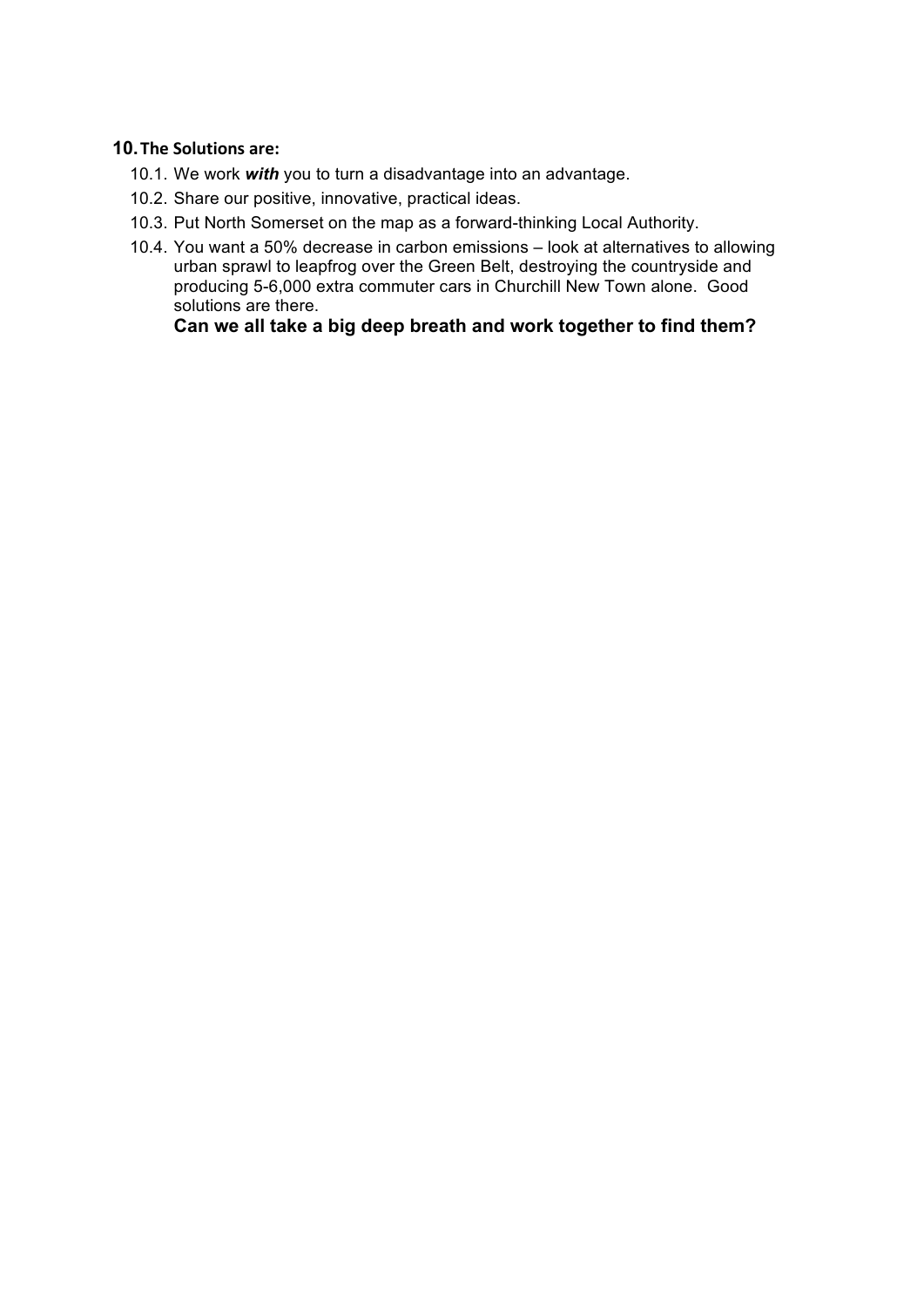## 10. The Solutions are:

10.1. We work ***with*** you to turn a disadvantage into an advantage.

10.2. Share our positive, innovative, practical ideas.

10.3. Put North Somerset on the map as a forward-thinking Local Authority.

10.4. You want a 50% decrease in carbon emissions – look at alternatives to allowing urban sprawl to leapfrog over the Green Belt, destroying the countryside and producing 5-6,000 extra commuter cars in Churchill New Town alone. Good solutions are there.

**Can we all take a big deep breath and work together to find them?**